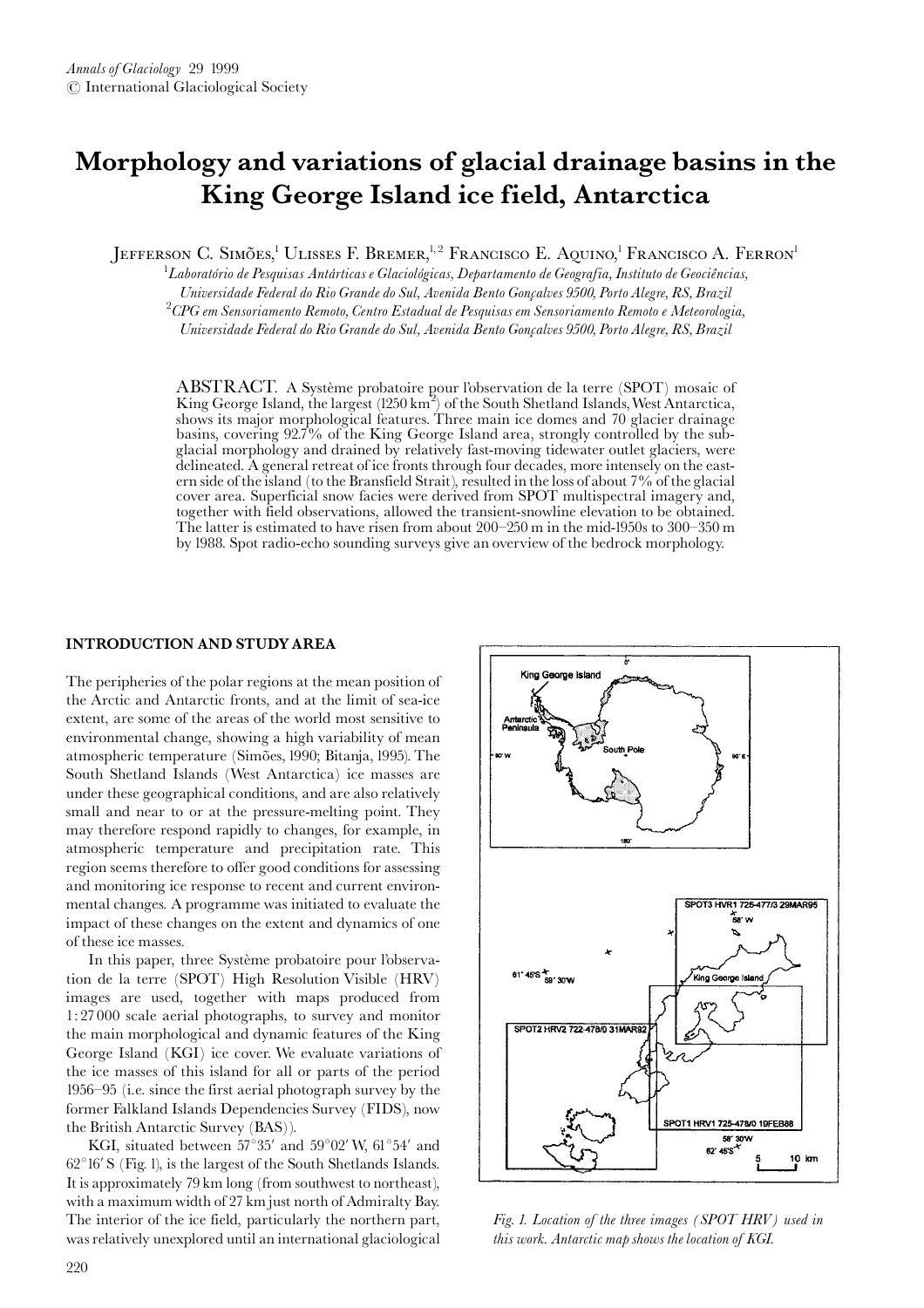# Morphology and variations of glacial drainage basins in the King George Island ice field, Antarctica

Jefferson C. Simões,[1] Ulisses F. Bremer,[1,2] Francisco E. Aquino,[1] Francisco A. Ferron[1]

[1] *Laboratório de Pesquisas Antárticas e Glaciológicas, Departamento de Geografia, Instituto de Geociências, Universidade Federal do Rio Grande do Sul, Avenida Bento Gonçalves 9500, Porto Alegre, RS, Brazil*

[2] *CPG em Sensoriamento Remoto, Centro Estadual de Pesquisas em Sensoriamento Remoto e Meteorologia, Universidade Federal do Rio Grande do Sul, Avenida Bento Gonçalves 9500, Porto Alegre, RS, Brazil*

ABSTRACT. A Système probatoire pour l'observation de la terre (SPOT) mosaic of King George Island, the largest (1250 km$^2$) of the South Shetland Islands, West Antarctica, shows its major morphological features. Three main ice domes and 70 glacier drainage basins, covering 92.7% of the King George Island area, strongly controlled by the subglacial morphology and drained by relatively fast-moving tidewater outlet glaciers, were delineated. A general retreat of ice fronts through four decades, more intensely on the eastern side of the island (to the Bransfield Strait), resulted in the loss of about 7% of the glacial cover area. Superficial snow facies were derived from SPOT multispectral imagery and, together with field observations, allowed the transient-snowline elevation to be obtained. The latter is estimated to have risen from about 200–250 m in the mid-1950s to 300–350 m by 1988. Spot radio-echo sounding surveys give an overview of the bedrock morphology.

## INTRODUCTION AND STUDY AREA

The peripheries of the polar regions at the mean position of the Arctic and Antarctic fronts, and at the limit of sea-ice extent, are some of the areas of the world most sensitive to environmental change, showing a high variability of mean atmospheric temperature (Simões, 1990; Bitanja, 1995). The South Shetland Islands (West Antarctica) ice masses are under these geographical conditions, and are also relatively small and near to or at the pressure-melting point. They may therefore respond rapidly to changes, for example, in atmospheric temperature and precipitation rate. This region seems therefore to offer good conditions for assessing and monitoring ice response to recent and current environmental changes. A programme was initiated to evaluate the impact of these changes on the extent and dynamics of one of these ice masses.

In this paper, three Système probatoire pour l'observation de la terre (SPOT) High Resolution Visible (HRV) images are used, together with maps produced from 1:27000 scale aerial photographs, to survey and monitor the main morphological and dynamic features of the King George Island (KGI) ice cover. We evaluate variations of the ice masses of this island for all or parts of the period 1956–95 (i.e. since the first aerial photograph survey by the former Falkland Islands Dependencies Survey (FIDS), now the British Antarctic Survey (BAS)).

KGI, situated between 57°35′ and 59°02′ W, 61°54′ and 62°16′ S (Fig. 1), is the largest of the South Shetlands Islands. It is approximately 79 km long (from southwest to northeast), with a maximum width of 27 km just north of Admiralty Bay. The interior of the ice field, particularly the northern part, was relatively unexplored until an international glaciological

*Fig. 1. Location of the three images (SPOT HRV) used in this work. Antarctic map shows the location of KGI.*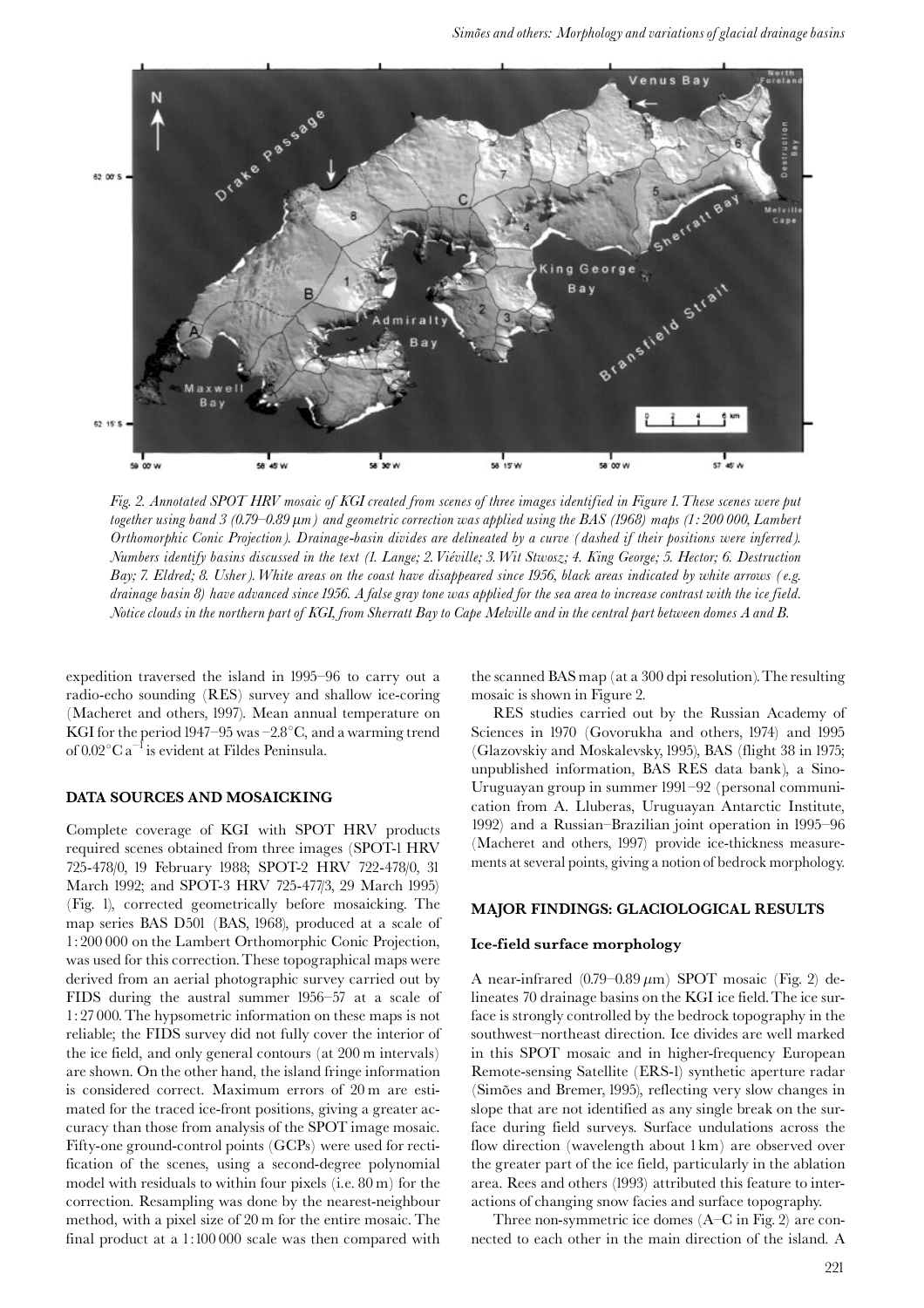*Fig. 2. Annotated SPOT HRV mosaic of KGI created from scenes of three images identified in Figure 1. These scenes were put together using band 3 (0.79–0.89 μm) and geometric correction was applied using the BAS (1968) maps (1: 200 000, Lambert Orthomorphic Conic Projection). Drainage-basin divides are delineated by a curve (dashed if their positions were inferred). Numbers identify basins discussed in the text (1. Lange; 2. Viéville; 3. Wit Stwosz; 4. King George; 5. Hector; 6. Destruction Bay; 7. Eldred; 8. Usher). White areas on the coast have disappeared since 1956, black areas indicated by white arrows (e.g. drainage basin 8) have advanced since 1956. A false gray tone was applied for the sea area to increase contrast with the ice field. Notice clouds in the northern part of KGI, from Sherratt Bay to Cape Melville and in the central part between domes A and B.*

expedition traversed the island in 1995–96 to carry out a radio-echo sounding (RES) survey and shallow ice-coring (Macheret and others, 1997). Mean annual temperature on KGI for the period 1947–95 was −2.8°C, and a warming trend of 0.02°C $a^{-1}$ is evident at Fildes Peninsula.

## DATA SOURCES AND MOSAICKING

Complete coverage of KGI with SPOT HRV products required scenes obtained from three images (SPOT-1 HRV 725-478/0, 19 February 1988; SPOT-2 HRV 722-478/0, 31 March 1992; and SPOT-3 HRV 725-477/3, 29 March 1995) (Fig. 1), corrected geometrically before mosaicking. The map series BAS D501 (BAS, 1968), produced at a scale of 1 : 200 000 on the Lambert Orthomorphic Conic Projection, was used for this correction. These topographical maps were derived from an aerial photographic survey carried out by FIDS during the austral summer 1956–57 at a scale of 1 : 27 000. The hypsometric information on these maps is not reliable; the FIDS survey did not fully cover the interior of the ice field, and only general contours (at 200 m intervals) are shown. On the other hand, the island fringe information is considered correct. Maximum errors of 20 m are estimated for the traced ice-front positions, giving a greater accuracy than those from analysis of the SPOT image mosaic. Fifty-one ground-control points (GCPs) were used for rectification of the scenes, using a second-degree polynomial model with residuals to within four pixels (i.e. 80 m) for the correction. Resampling was done by the nearest-neighbour method, with a pixel size of 20 m for the entire mosaic. The final product at a 1 : 100 000 scale was then compared with the scanned BAS map (at a 300 dpi resolution). The resulting mosaic is shown in Figure 2.

RES studies carried out by the Russian Academy of Sciences in 1970 (Govorukha and others, 1974) and 1995 (Glazovskiy and Moskalevsky, 1995), BAS (flight 38 in 1975; unpublished information, BAS RES data bank), a Sino-Uruguayan group in summer 1991–92 (personal communication from A. Lluberas, Uruguayan Antarctic Institute, 1992) and a Russian–Brazilian joint operation in 1995–96 (Macheret and others, 1997) provide ice-thickness measurements at several points, giving a notion of bedrock morphology.

## MAJOR FINDINGS: GLACIOLOGICAL RESULTS

### Ice-field surface morphology

A near-infrared (0.79–0.89 μm) SPOT mosaic (Fig. 2) delineates 70 drainage basins on the KGI ice field. The ice surface is strongly controlled by the bedrock topography in the southwest–northeast direction. Ice divides are well marked in this SPOT mosaic and in higher-frequency European Remote-sensing Satellite (ERS-1) synthetic aperture radar (Simões and Bremer, 1995), reflecting very slow changes in slope that are not identified as any single break on the surface during field surveys. Surface undulations across the flow direction (wavelength about 1 km) are observed over the greater part of the ice field, particularly in the ablation area. Rees and others (1993) attributed this feature to interactions of changing snow facies and surface topography.

Three non-symmetric ice domes (A–C in Fig. 2) are connected to each other in the main direction of the island. A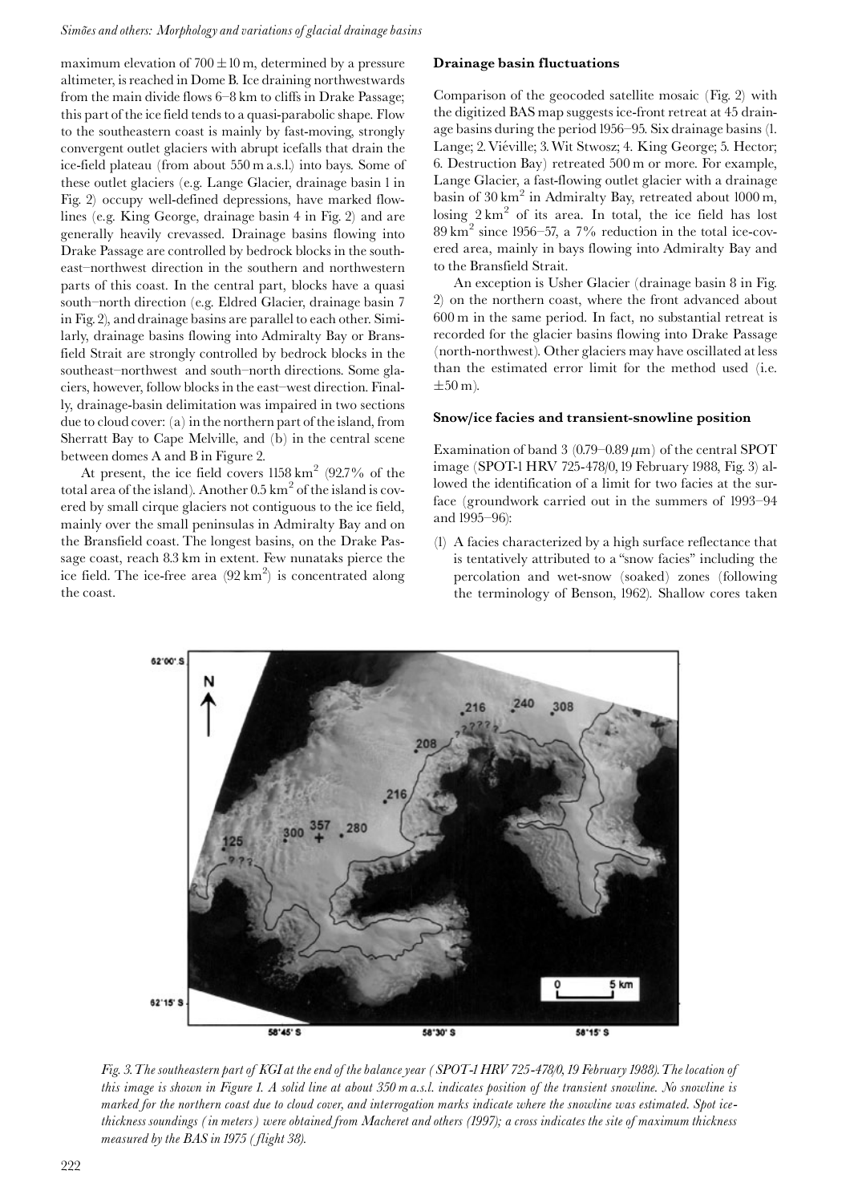maximum elevation of $700 \pm 10$ m, determined by a pressure altimeter, is reached in Dome B. Ice draining northwestwards from the main divide flows 6–8 km to cliffs in Drake Passage; this part of the ice field tends to a quasi-parabolic shape. Flow to the southeastern coast is mainly by fast-moving, strongly convergent outlet glaciers with abrupt icefalls that drain the ice-field plateau (from about 550 m a.s.l.) into bays. Some of these outlet glaciers (e.g. Lange Glacier, drainage basin 1 in Fig. 2) occupy well-defined depressions, have marked flowlines (e.g. King George, drainage basin 4 in Fig. 2) and are generally heavily crevassed. Drainage basins flowing into Drake Passage are controlled by bedrock blocks in the southeast–northwest direction in the southern and northwestern parts of this coast. In the central part, blocks have a quasi south–north direction (e.g. Eldred Glacier, drainage basin 7 in Fig. 2), and drainage basins are parallel to each other. Similarly, drainage basins flowing into Admiralty Bay or Bransfield Strait are strongly controlled by bedrock blocks in the southeast–northwest and south–north directions. Some glaciers, however, follow blocks in the east–west direction. Finally, drainage-basin delimitation was impaired in two sections due to cloud cover: (a) in the northern part of the island, from Sherratt Bay to Cape Melville, and (b) in the central scene between domes A and B in Figure 2.

At present, the ice field covers 1158 km$^2$ (92.7% of the total area of the island). Another 0.5 km$^2$ of the island is covered by small cirque glaciers not contiguous to the ice field, mainly over the small peninsulas in Admiralty Bay and on the Bransfield coast. The longest basins, on the Drake Passage coast, reach 8.3 km in extent. Few nunataks pierce the ice field. The ice-free area (92 km$^2$) is concentrated along the coast.

### Drainage basin fluctuations

Comparison of the geocoded satellite mosaic (Fig. 2) with the digitized BAS map suggests ice-front retreat at 45 drainage basins during the period 1956–95. Six drainage basins (1. Lange; 2. Viéville; 3. Wit Stwosz; 4. King George; 5. Hector; 6. Destruction Bay) retreated 500 m or more. For example, Lange Glacier, a fast-flowing outlet glacier with a drainage basin of 30 km$^2$ in Admiralty Bay, retreated about 1000 m, losing 2 km$^2$ of its area. In total, the ice field has lost 89 km$^2$ since 1956–57, a 7% reduction in the total ice-covered area, mainly in bays flowing into Admiralty Bay and to the Bransfield Strait.

An exception is Usher Glacier (drainage basin 8 in Fig. 2) on the northern coast, where the front advanced about 600 m in the same period. In fact, no substantial retreat is recorded for the glacier basins flowing into Drake Passage (north-northwest). Other glaciers may have oscillated at less than the estimated error limit for the method used (i.e. $\pm 50$ m).

### Snow/ice facies and transient-snowline position

Examination of band 3 (0.79–0.89 $\mu$m) of the central SPOT image (SPOT-1 HRV 725-478/0, 19 February 1988, Fig. 3) allowed the identification of a limit for two facies at the surface (groundwork carried out in the summers of 1993–94 and 1995–96):

(1) A facies characterized by a high surface reflectance that is tentatively attributed to a "snow facies" including the percolation and wet-snow (soaked) zones (following the terminology of Benson, 1962). Shallow cores taken

*Fig. 3. The southeastern part of KGI at the end of the balance year (SPOT-1 HRV 725-478/0, 19 February 1988). The location of this image is shown in Figure 1. A solid line at about 350 m a.s.l. indicates position of the transient snowline. No snowline is marked for the northern coast due to cloud cover, and interrogation marks indicate where the snowline was estimated. Spot ice-thickness soundings (in meters) were obtained from Macheret and others (1997); a cross indicates the site of maximum thickness measured by the BAS in 1975 (flight 38).*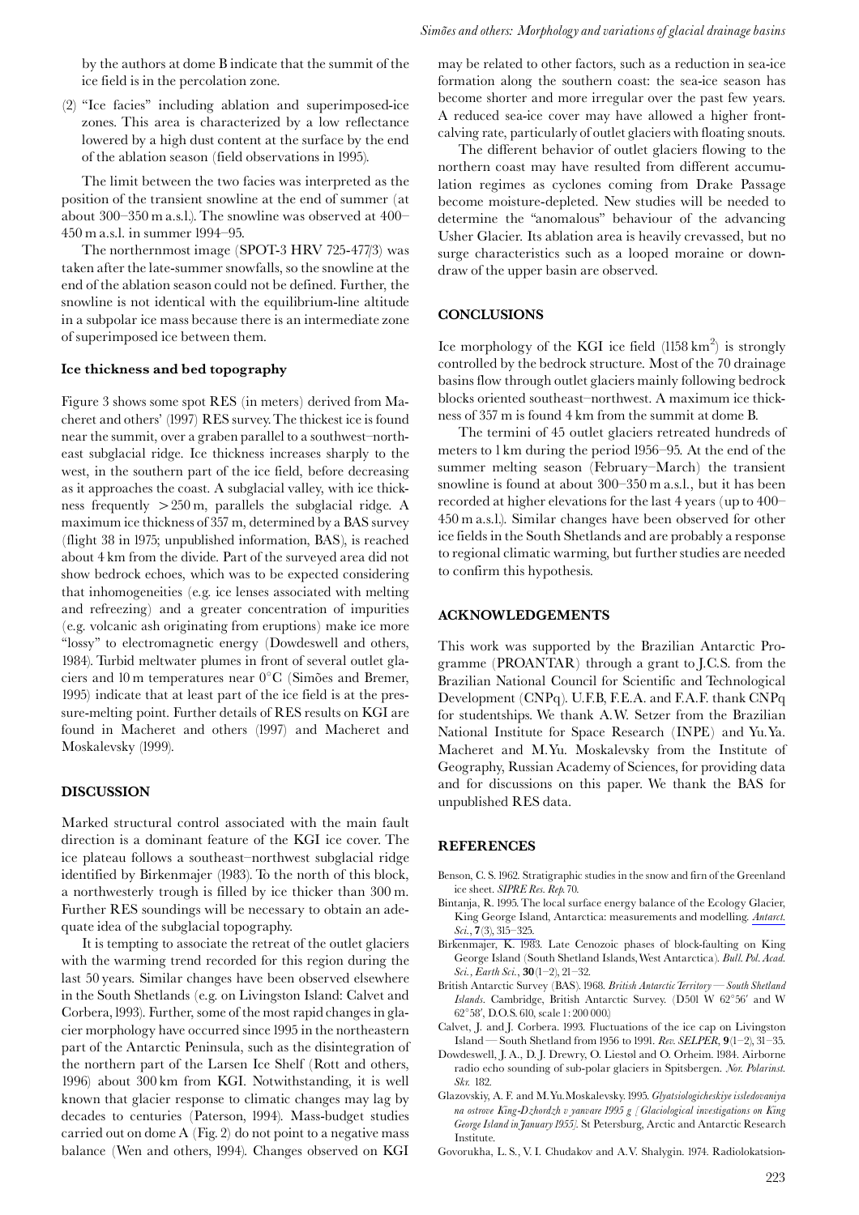by the authors at dome B indicate that the summit of the ice field is in the percolation zone.

(2) "Ice facies" including ablation and superimposed-ice zones. This area is characterized by a low reflectance lowered by a high dust content at the surface by the end of the ablation season (field observations in 1995).

The limit between the two facies was interpreted as the position of the transient snowline at the end of summer (at about 300–350 m a.s.l.). The snowline was observed at 400–450 m a.s.l. in summer 1994–95.

The northernmost image (SPOT-3 HRV 725-477/3) was taken after the late-summer snowfalls, so the snowline at the end of the ablation season could not be defined. Further, the snowline is not identical with the equilibrium-line altitude in a subpolar ice mass because there is an intermediate zone of superimposed ice between them.

### Ice thickness and bed topography

Figure 3 shows some spot RES (in meters) derived from Macheret and others' (1997) RES survey. The thickest ice is found near the summit, over a graben parallel to a southwest–northeast subglacial ridge. Ice thickness increases sharply to the west, in the southern part of the ice field, before decreasing as it approaches the coast. A subglacial valley, with ice thickness frequently $>250$ m, parallels the subglacial ridge. A maximum ice thickness of 357 m, determined by a BAS survey (flight 38 in 1975; unpublished information, BAS), is reached about 4 km from the divide. Part of the surveyed area did not show bedrock echoes, which was to be expected considering that inhomogeneities (e.g. ice lenses associated with melting and refreezing) and a greater concentration of impurities (e.g. volcanic ash originating from eruptions) make ice more "lossy" to electromagnetic energy (Dowdeswell and others, 1984). Turbid meltwater plumes in front of several outlet glaciers and 10 m temperatures near 0°C (Simões and Bremer, 1995) indicate that at least part of the ice field is at the pressure-melting point. Further details of RES results on KGI are found in Macheret and others (1997) and Macheret and Moskalevsky (1999).

## DISCUSSION

Marked structural control associated with the main fault direction is a dominant feature of the KGI ice cover. The ice plateau follows a southeast–northwest subglacial ridge identified by Birkenmajer (1983). To the north of this block, a northwesterly trough is filled by ice thicker than 300 m. Further RES soundings will be necessary to obtain an adequate idea of the subglacial topography.

It is tempting to associate the retreat of the outlet glaciers with the warming trend recorded for this region during the last 50 years. Similar changes have been observed elsewhere in the South Shetlands (e.g. on Livingston Island: Calvet and Corbera, 1993). Further, some of the most rapid changes in glacier morphology have occurred since 1995 in the northeastern part of the Antarctic Peninsula, such as the disintegration of the northern part of the Larsen Ice Shelf (Rott and others, 1996) about 300 km from KGI. Notwithstanding, it is well known that glacier response to climatic changes may lag by decades to centuries (Paterson, 1994). Mass-budget studies carried out on dome A (Fig. 2) do not point to a negative mass balance (Wen and others, 1994). Changes observed on KGI may be related to other factors, such as a reduction in sea-ice formation along the southern coast: the sea-ice season has become shorter and more irregular over the past few years. A reduced sea-ice cover may have allowed a higher front-calving rate, particularly of outlet glaciers with floating snouts.

The different behavior of outlet glaciers flowing to the northern coast may have resulted from different accumulation regimes as cyclones coming from Drake Passage become moisture-depleted. New studies will be needed to determine the "anomalous" behaviour of the advancing Usher Glacier. Its ablation area is heavily crevassed, but no surge characteristics such as a looped moraine or downdraw of the upper basin are observed.

## CONCLUSIONS

Ice morphology of the KGI ice field (1158 km$^2$) is strongly controlled by the bedrock structure. Most of the 70 drainage basins flow through outlet glaciers mainly following bedrock blocks oriented southeast–northwest. A maximum ice thickness of 357 m is found 4 km from the summit at dome B.

The termini of 45 outlet glaciers retreated hundreds of meters to 1 km during the period 1956–95. At the end of the summer melting season (February–March) the transient snowline is found at about 300–350 m a.s.l., but it has been recorded at higher elevations for the last 4 years (up to 400–450 m a.s.l.). Similar changes have been observed for other ice fields in the South Shetlands and are probably a response to regional climatic warming, but further studies are needed to confirm this hypothesis.

## ACKNOWLEDGEMENTS

This work was supported by the Brazilian Antarctic Programme (PROANTAR) through a grant to J.C.S. from the Brazilian National Council for Scientific and Technological Development (CNPq). U.F.B, F.E.A. and F.A.F. thank CNPq for studentships. We thank A.W. Setzer from the Brazilian National Institute for Space Research (INPE) and Yu.Ya. Macheret and M.Yu. Moskalevsky from the Institute of Geography, Russian Academy of Sciences, for providing data and for discussions on this paper. We thank the BAS for unpublished RES data.

## REFERENCES

Benson, C. S. 1962. Stratigraphic studies in the snow and firn of the Greenland ice sheet. *SIPRE Res. Rep.* 70.

Bintanja, R. 1995. The local surface energy balance of the Ecology Glacier, King George Island, Antarctica: measurements and modelling. *Antarct. Sci.*, **7**(3), 315–325.

Birkenmajer, K. 1983. Late Cenozoic phases of block-faulting on King George Island (South Shetland Islands, West Antarctica). *Bull. Pol. Acad. Sci., Earth Sci.*, **30**(1–2), 21–32.

British Antarctic Survey (BAS). 1968. *British Antarctic Territory — South Shetland Islands*. Cambridge, British Antarctic Survey. (D501 W 62°56′ and W 62°58′, D.O.S. 610, scale 1:200 000.)

Calvet, J. and J. Corbera. 1993. Fluctuations of the ice cap on Livingston Island — South Shetland from 1956 to 1991. *Rev. SELPER*, **9**(1–2), 31–35.

Dowdeswell, J. A., D. J. Drewry, O. Liestøl and O. Orheim. 1984. Airborne radio echo sounding of sub-polar glaciers in Spitsbergen. *Nor. Polarinst. Skr.* 182.

Glazovskiy, A. F. and M. Yu. Moskalevsky. 1995. *Glyatsiologicheskiye issledovaniya na ostrove King-Dzhordzh v yanvare 1995 g [Glaciological investigations on King George Island in January 1955]*. St Petersburg, Arctic and Antarctic Research Institute.

Govorukha, L. S., V. I. Chudakov and A.V. Shalygin. 1974. Radiolokatsion-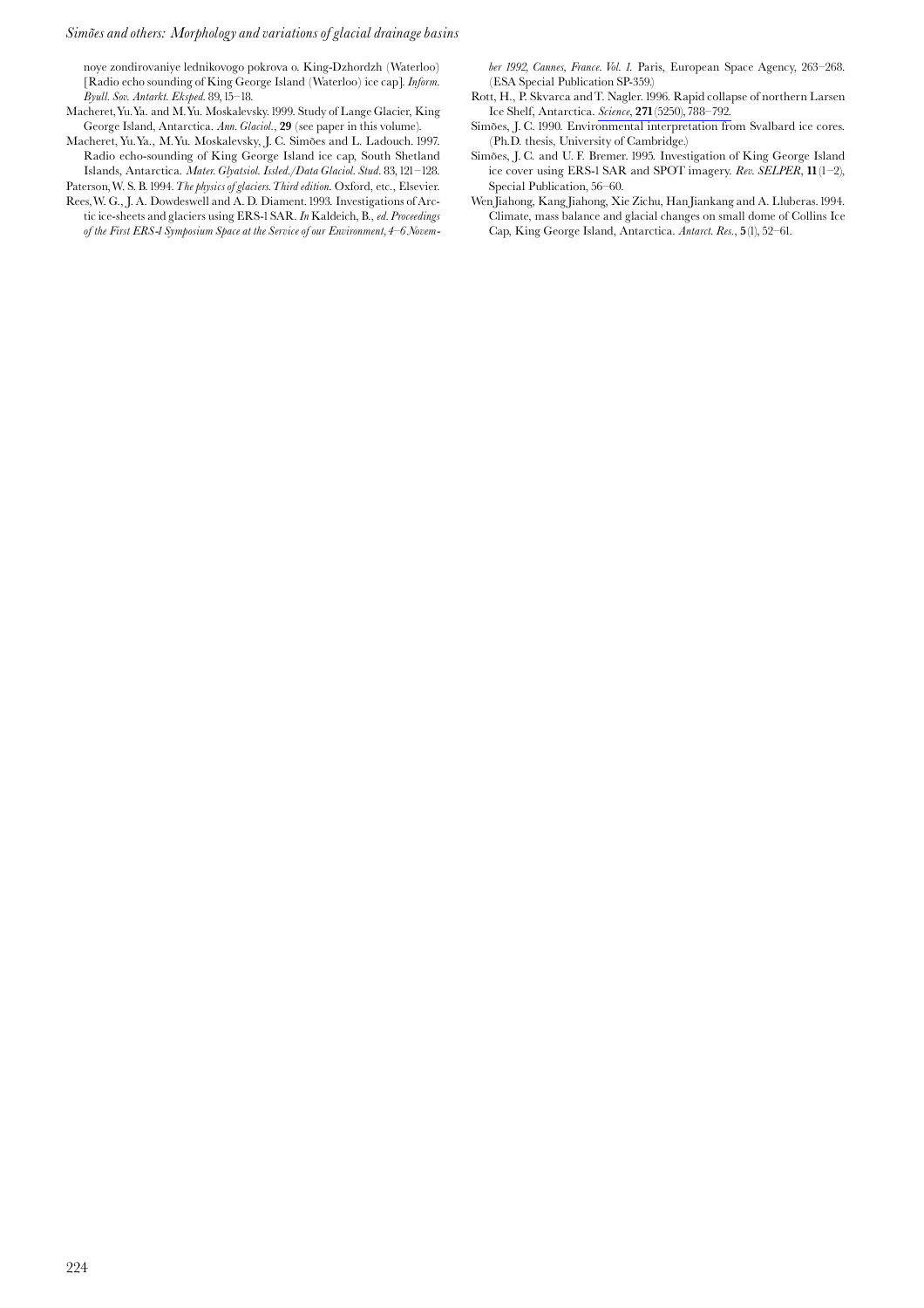noye zondirovaniye lednikovogo pokrova o. King-Dzhordzh (Waterloo) [Radio echo sounding of King George Island (Waterloo) ice cap]. *Inform. Byull. Sov. Antarkt. Eksped.* 89, 15–18.

Macheret, Yu. Ya. and M. Yu. Moskalevsky. 1999. Study of Lange Glacier, King George Island, Antarctica. *Ann. Glaciol.*, **29** (see paper in this volume).

Macheret, Yu. Ya., M. Yu. Moskalevsky, J. C. Simões and L. Ladouch. 1997. Radio echo-sounding of King George Island ice cap, South Shetland Islands, Antarctica. *Mater. Glyatsiol. Issled./Data Glaciol. Stud.* 83, 121–128.

Paterson, W. S. B. 1994. *The physics of glaciers. Third edition.* Oxford, etc., Elsevier.

Rees, W. G., J. A. Dowdeswell and A. D. Diament. 1993. Investigations of Arctic ice-sheets and glaciers using ERS-1 SAR. *In* Kaldeich, B., *ed. Proceedings of the First ERS-1 Symposium Space at the Service of our Environment, 4–6 November 1992, Cannes, France. Vol. 1.* Paris, European Space Agency, 263–268. (ESA Special Publication SP-359.)

Rott, H., P. Skvarca and T. Nagler. 1996. Rapid collapse of northern Larsen Ice Shelf, Antarctica. *Science*, **271** (5250), 788–792.

Simões, J. C. 1990. Environmental interpretation from Svalbard ice cores. (Ph.D. thesis, University of Cambridge.)

Simões, J. C. and U. F. Bremer. 1995. Investigation of King George Island ice cover using ERS-1 SAR and SPOT imagery. *Rev. SELPER*, **11** (1–2), Special Publication, 56–60.

Wen Jiahong, Kang Jiahong, Xie Zichu, Han Jiankang and A. Lluberas. 1994. Climate, mass balance and glacial changes on small dome of Collins Ice Cap, King George Island, Antarctica. *Antarct. Res.*, **5** (1), 52–61.